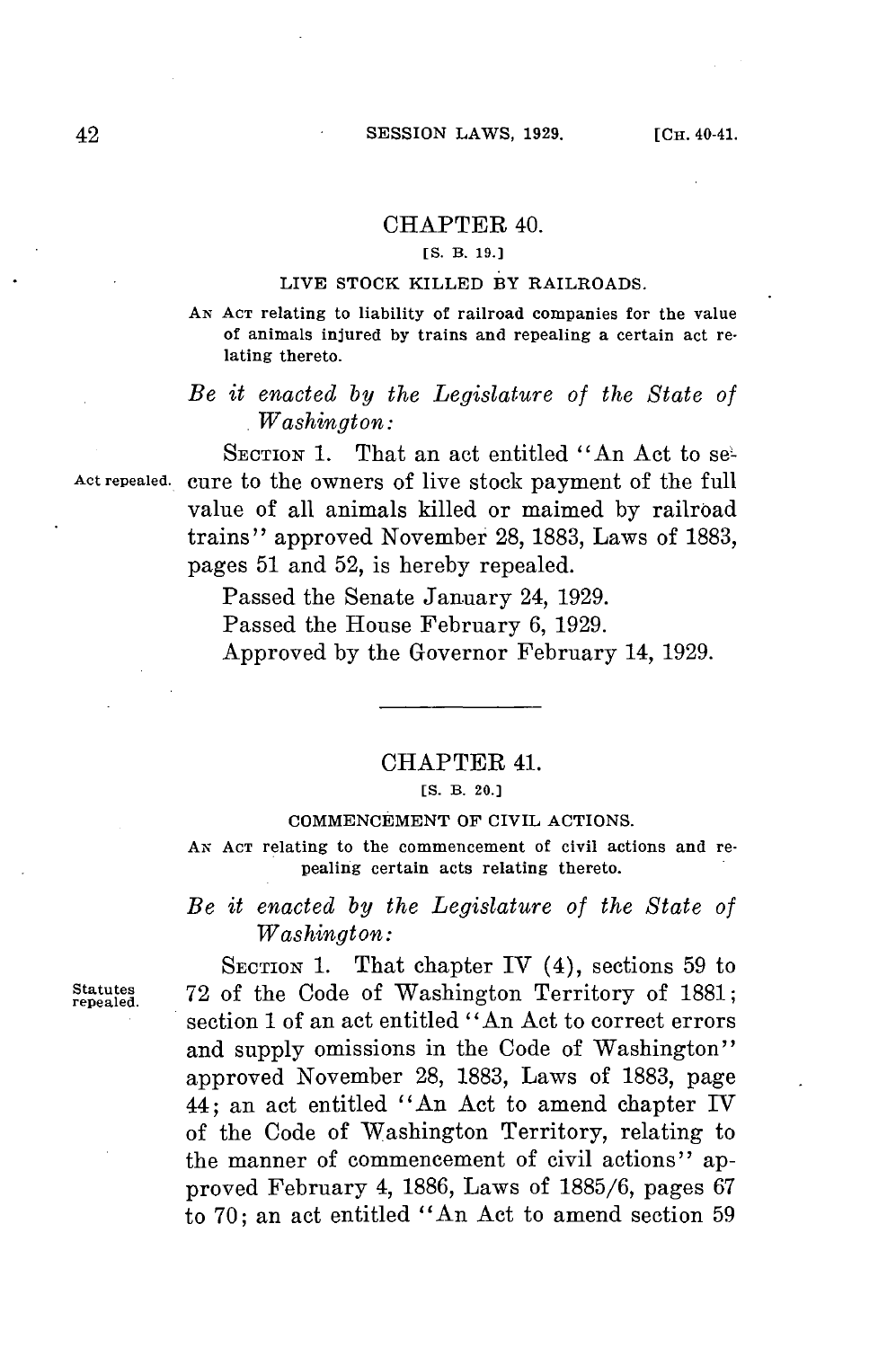## CHAPTER 40.

[S. B. 19.]

### LIVE STOCK KILLED BY RAILROADS.

AN ACT relating to liability of railroad companies for the value of animals injured by trains and repealing a certain act relating thereto.

*Be it enacted by the Legislature of the State of Washington:*

Act repealed.

SECTION 1. That an act entitled "An Act to secure to the owners of live stock payment of the full value of all animals killed or maimed by railroad trains" approved November 28, 1883, Laws of 1883, pages 51 and 52, is hereby repealed.

Passed the Senate January 24, 1929.

Passed the House February 6, 1929.

Approved by the Governor February 14, 1929.

---

## CHAPTER 41.

[S. B. 20.]

### COMMENCEMENT OF CIVIL ACTIONS.

AN ACT relating to the commencement of civil actions and repealing certain acts relating thereto.

*Be it enacted by the Legislature of the State of Washington:*

Statutes repealed.

SECTION 1. That chapter IV (4), sections 59 to 72 of the Code of Washington Territory of 1881; section 1 of an act entitled "An Act to correct errors and supply omissions in the Code of Washington" approved November 28, 1883, Laws of 1883, page 44; an act entitled "An Act to amend chapter IV of the Code of Washington Territory, relating to the manner of commencement of civil actions" approved February 4, 1886, Laws of 1885/6, pages 67 to 70; an act entitled "An Act to amend section 59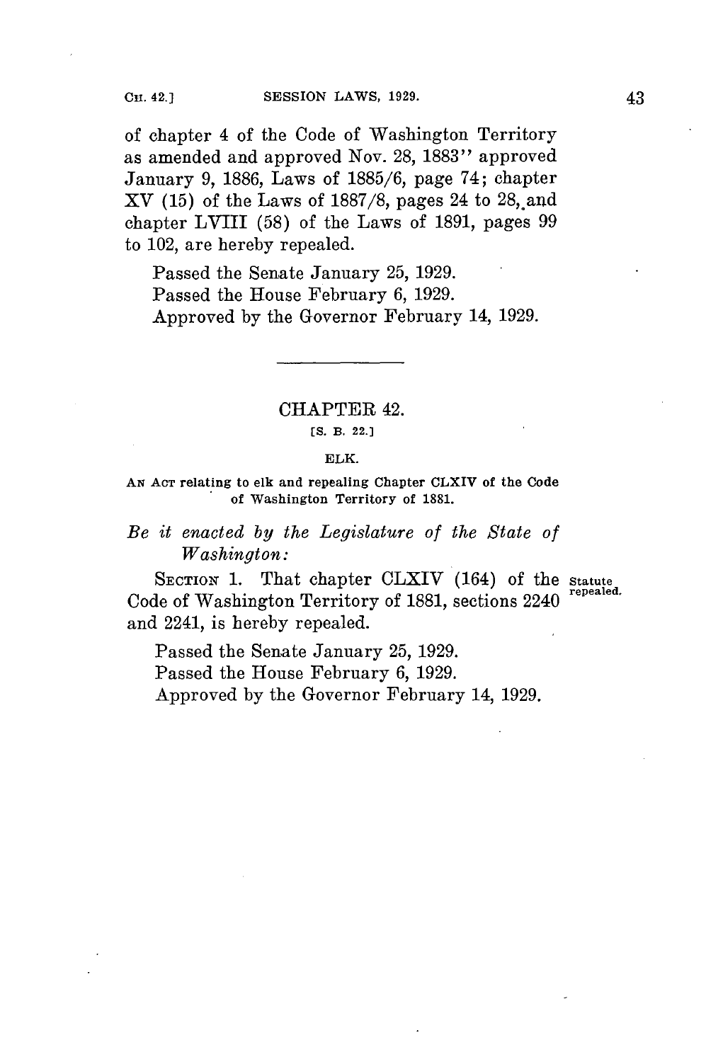of chapter 4 of the Code of Washington Territory as amended and approved Nov. 28, 1883" approved January 9, 1886, Laws of 1885/6, page 74; chapter XV (15) of the Laws of 1887/8, pages 24 to 28, and chapter LVIII (58) of the Laws of 1891, pages 99 to 102, are hereby repealed.

Passed the Senate January 25, 1929.
Passed the House February 6, 1929.
Approved by the Governor February 14, 1929.

## CHAPTER 42.

[S. B. 22.]

ELK.

AN ACT relating to elk and repealing Chapter CLXIV of the Code of Washington Territory of 1881.

*Be it enacted by the Legislature of the State of Washington:*

SECTION 1. That chapter CLXIV (164) of the Code of Washington Territory of 1881, sections 2240 and 2241, is hereby repealed.

Statute repealed.

Passed the Senate January 25, 1929.
Passed the House February 6, 1929.
Approved by the Governor February 14, 1929.